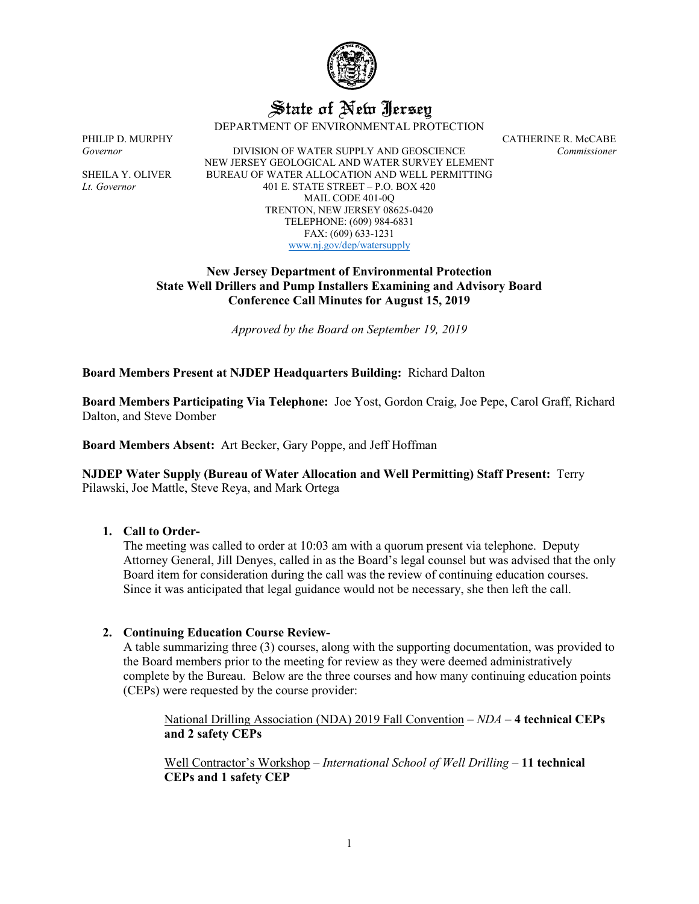# State of New Jersey

DEPARTMENT OF ENVIRONMENTAL PROTECTION

PHILIP D. MURPHY
*Governor*

SHEILA Y. OLIVER
*Lt. Governor*

DIVISION OF WATER SUPPLY AND GEOSCIENCE
NEW JERSEY GEOLOGICAL AND WATER SURVEY ELEMENT
BUREAU OF WATER ALLOCATION AND WELL PERMITTING
401 E. STATE STREET – P.O. BOX 420
MAIL CODE 401-0Q
TRENTON, NEW JERSEY 08625-0420
TELEPHONE: (609) 984-6831
FAX: (609) 633-1231
www.nj.gov/dep/watersupply

CATHERINE R. McCABE
*Commissioner*

**New Jersey Department of Environmental Protection**
**State Well Drillers and Pump Installers Examining and Advisory Board**
**Conference Call Minutes for August 15, 2019**

*Approved by the Board on September 19, 2019*

**Board Members Present at NJDEP Headquarters Building:** Richard Dalton

**Board Members Participating Via Telephone:** Joe Yost, Gordon Craig, Joe Pepe, Carol Graff, Richard Dalton, and Steve Domber

**Board Members Absent:** Art Becker, Gary Poppe, and Jeff Hoffman

**NJDEP Water Supply (Bureau of Water Allocation and Well Permitting) Staff Present:** Terry Pilawski, Joe Mattle, Steve Reya, and Mark Ortega

1. **Call to Order-**
   The meeting was called to order at 10:03 am with a quorum present via telephone. Deputy Attorney General, Jill Denyes, called in as the Board's legal counsel but was advised that the only Board item for consideration during the call was the review of continuing education courses. Since it was anticipated that legal guidance would not be necessary, she then left the call.

2. **Continuing Education Course Review-**
   A table summarizing three (3) courses, along with the supporting documentation, was provided to the Board members prior to the meeting for review as they were deemed administratively complete by the Bureau. Below are the three courses and how many continuing education points (CEPs) were requested by the course provider:

   National Drilling Association (NDA) 2019 Fall Convention – *NDA* – **4 technical CEPs and 2 safety CEPs**

   Well Contractor's Workshop – *International School of Well Drilling* – **11 technical CEPs and 1 safety CEP**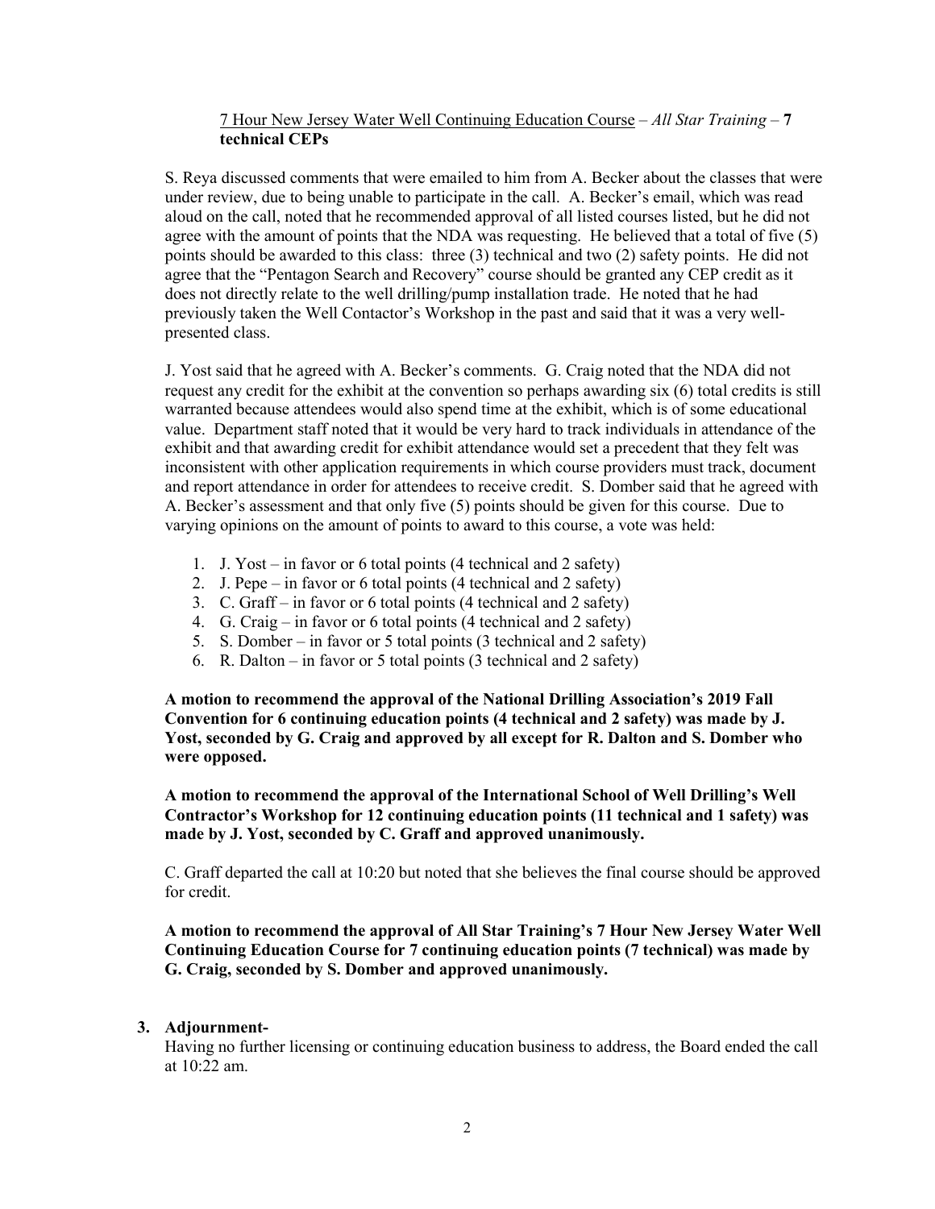7 Hour New Jersey Water Well Continuing Education Course – *All Star Training* – **7 technical CEPs**

S. Reya discussed comments that were emailed to him from A. Becker about the classes that were under review, due to being unable to participate in the call. A. Becker's email, which was read aloud on the call, noted that he recommended approval of all listed courses listed, but he did not agree with the amount of points that the NDA was requesting. He believed that a total of five (5) points should be awarded to this class: three (3) technical and two (2) safety points. He did not agree that the "Pentagon Search and Recovery" course should be granted any CEP credit as it does not directly relate to the well drilling/pump installation trade. He noted that he had previously taken the Well Contactor's Workshop in the past and said that it was a very well-presented class.

J. Yost said that he agreed with A. Becker's comments. G. Craig noted that the NDA did not request any credit for the exhibit at the convention so perhaps awarding six (6) total credits is still warranted because attendees would also spend time at the exhibit, which is of some educational value. Department staff noted that it would be very hard to track individuals in attendance of the exhibit and that awarding credit for exhibit attendance would set a precedent that they felt was inconsistent with other application requirements in which course providers must track, document and report attendance in order for attendees to receive credit. S. Domber said that he agreed with A. Becker's assessment and that only five (5) points should be given for this course. Due to varying opinions on the amount of points to award to this course, a vote was held:

1. J. Yost – in favor or 6 total points (4 technical and 2 safety)
2. J. Pepe – in favor or 6 total points (4 technical and 2 safety)
3. C. Graff – in favor or 6 total points (4 technical and 2 safety)
4. G. Craig – in favor or 6 total points (4 technical and 2 safety)
5. S. Domber – in favor or 5 total points (3 technical and 2 safety)
6. R. Dalton – in favor or 5 total points (3 technical and 2 safety)

**A motion to recommend the approval of the National Drilling Association's 2019 Fall Convention for 6 continuing education points (4 technical and 2 safety) was made by J. Yost, seconded by G. Craig and approved by all except for R. Dalton and S. Domber who were opposed.**

**A motion to recommend the approval of the International School of Well Drilling's Well Contractor's Workshop for 12 continuing education points (11 technical and 1 safety) was made by J. Yost, seconded by C. Graff and approved unanimously.**

C. Graff departed the call at 10:20 but noted that she believes the final course should be approved for credit.

**A motion to recommend the approval of All Star Training's 7 Hour New Jersey Water Well Continuing Education Course for 7 continuing education points (7 technical) was made by G. Craig, seconded by S. Domber and approved unanimously.**

**3. Adjournment-**

Having no further licensing or continuing education business to address, the Board ended the call at 10:22 am.